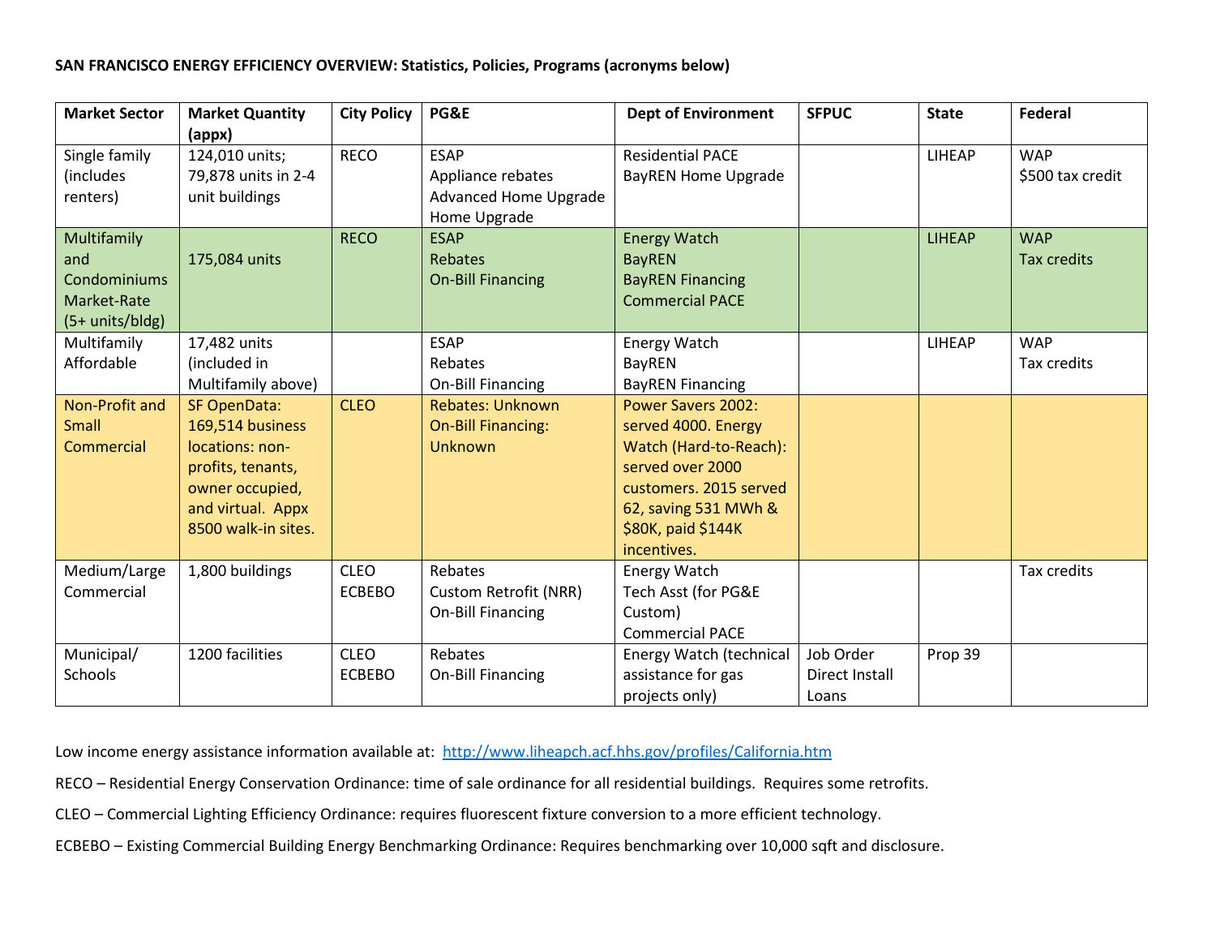**SAN FRANCISCO ENERGY EFFICIENCY OVERVIEW: Statistics, Policies, Programs (acronyms below)**

| Market Sector | Market Quantity (appx) | City Policy | PG&E | Dept of Environment | SFPUC | State | Federal |
|---|---|---|---|---|---|---|---|
| Single family (includes renters) | 124,010 units; 79,878 units in 2-4 unit buildings | RECO | ESAP<br>Appliance rebates<br>Advanced Home Upgrade<br>Home Upgrade | Residential PACE<br>BayREN Home Upgrade | | LIHEAP | WAP<br>$500 tax credit |
| Multifamily and Condominiums Market-Rate (5+ units/bldg) | 175,084 units | RECO | ESAP<br>Rebates<br>On-Bill Financing | Energy Watch<br>BayREN<br>BayREN Financing<br>Commercial PACE | | LIHEAP | WAP<br>Tax credits |
| Multifamily Affordable | 17,482 units (included in Multifamily above) | | ESAP<br>Rebates<br>On-Bill Financing | Energy Watch<br>BayREN<br>BayREN Financing | | LIHEAP | WAP<br>Tax credits |
| Non-Profit and Small Commercial | SF OpenData: 169,514 business locations: non-profits, tenants, owner occupied, and virtual. Appx 8500 walk-in sites. | CLEO | Rebates: Unknown<br>On-Bill Financing: Unknown | Power Savers 2002: served 4000. Energy Watch (Hard-to-Reach): served over 2000 customers. 2015 served 62, saving 531 MWh & $80K, paid $144K incentives. | | | |
| Medium/Large Commercial | 1,800 buildings | CLEO<br>ECBEBO | Rebates<br>Custom Retrofit (NRR)<br>On-Bill Financing | Energy Watch<br>Tech Asst (for PG&E Custom)<br>Commercial PACE | | | Tax credits |
| Municipal/ Schools | 1200 facilities | CLEO<br>ECBEBO | Rebates<br>On-Bill Financing | Energy Watch (technical assistance for gas projects only) | Job Order<br>Direct Install<br>Loans | Prop 39 | |

Low income energy assistance information available at: http://www.liheapch.acf.hhs.gov/profiles/California.htm

RECO – Residential Energy Conservation Ordinance: time of sale ordinance for all residential buildings. Requires some retrofits.

CLEO – Commercial Lighting Efficiency Ordinance: requires fluorescent fixture conversion to a more efficient technology.

ECBEBO – Existing Commercial Building Energy Benchmarking Ordinance: Requires benchmarking over 10,000 sqft and disclosure.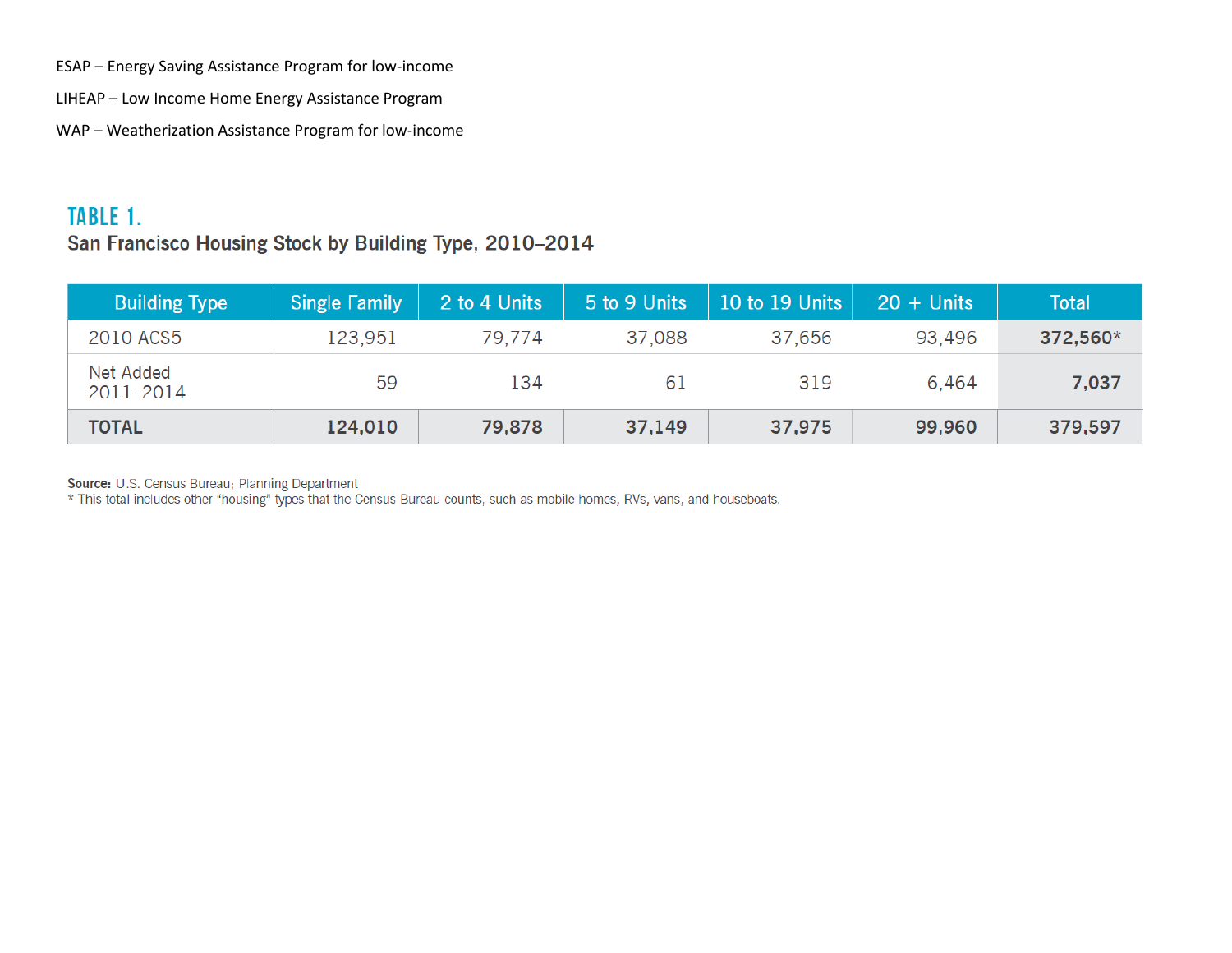ESAP – Energy Saving Assistance Program for low-income

LIHEAP – Low Income Home Energy Assistance Program

WAP – Weatherization Assistance Program for low-income

## TABLE 1.

### San Francisco Housing Stock by Building Type, 2010–2014

| Building Type | Single Family | 2 to 4 Units | 5 to 9 Units | 10 to 19 Units | 20 + Units | Total |
|---|---|---|---|---|---|---|
| 2010 ACS5 | 123,951 | 79,774 | 37,088 | 37,656 | 93,496 | **372,560*** |
| Net Added 2011–2014 | 59 | 134 | 61 | 319 | 6,464 | **7,037** |
| **TOTAL** | **124,010** | **79,878** | **37,149** | **37,975** | **99,960** | **379,597** |

**Source:** U.S. Census Bureau; Planning Department

* This total includes other "housing" types that the Census Bureau counts, such as mobile homes, RVs, vans, and houseboats.